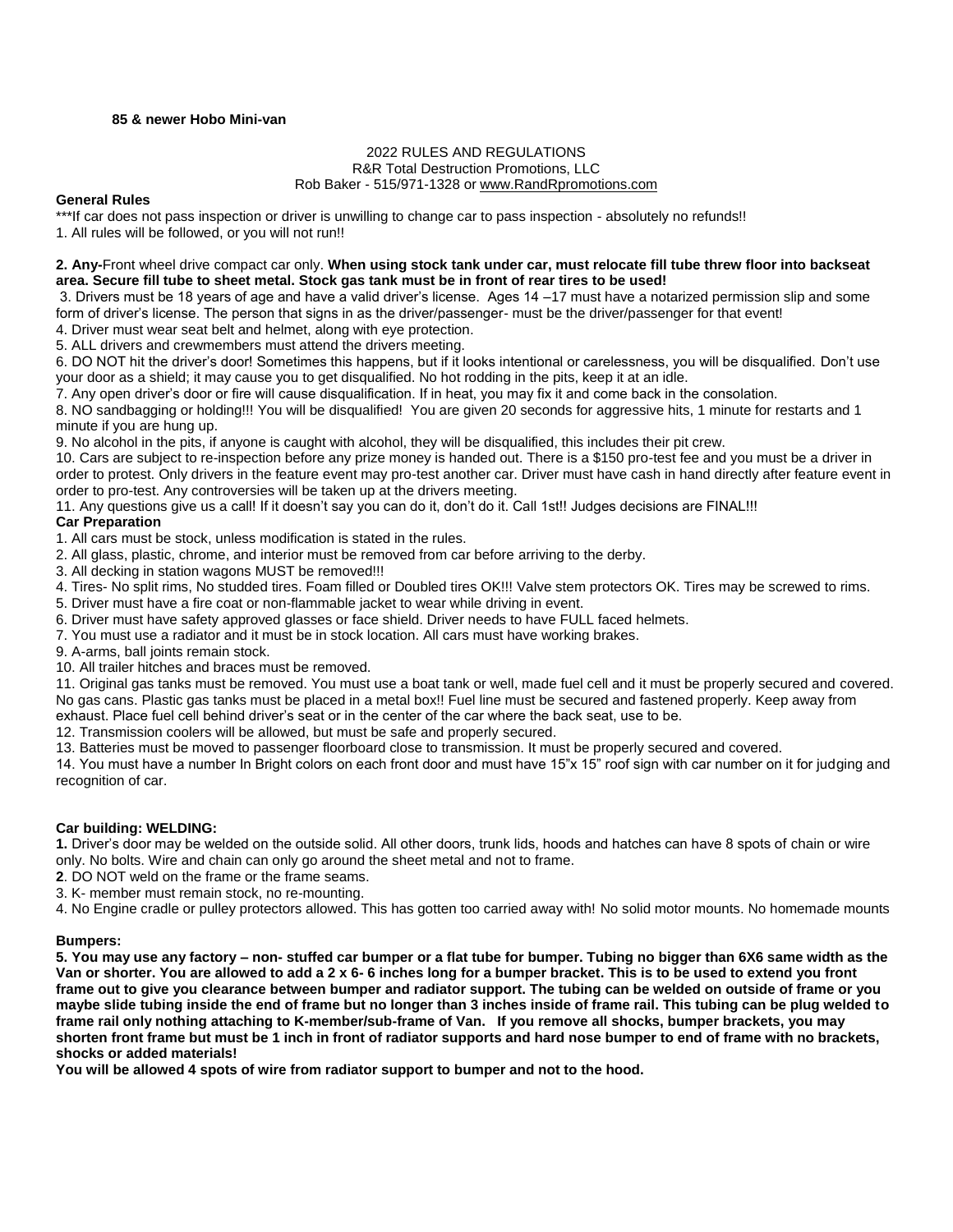**85 & newer Hobo Mini-van**

2022 RULES AND REGULATIONS
R&R Total Destruction Promotions, LLC
Rob Baker - 515/971-1328 or www.RandRpromotions.com

**General Rules**

***If car does not pass inspection or driver is unwilling to change car to pass inspection - absolutely no refunds!!

1. All rules will be followed, or you will not run!!

**2. Any-**Front wheel drive compact car only. **When using stock tank under car, must relocate fill tube threw floor into backseat area. Secure fill tube to sheet metal. Stock gas tank must be in front of rear tires to be used!**

3. Drivers must be 18 years of age and have a valid driver's license. Ages 14 –17 must have a notarized permission slip and some form of driver's license. The person that signs in as the driver/passenger- must be the driver/passenger for that event!

4. Driver must wear seat belt and helmet, along with eye protection.

5. ALL drivers and crewmembers must attend the drivers meeting.

6. DO NOT hit the driver's door! Sometimes this happens, but if it looks intentional or carelessness, you will be disqualified. Don't use your door as a shield; it may cause you to get disqualified. No hot rodding in the pits, keep it at an idle.

7. Any open driver's door or fire will cause disqualification. If in heat, you may fix it and come back in the consolation.

8. NO sandbagging or holding!!! You will be disqualified! You are given 20 seconds for aggressive hits, 1 minute for restarts and 1 minute if you are hung up.

9. No alcohol in the pits, if anyone is caught with alcohol, they will be disqualified, this includes their pit crew.

10. Cars are subject to re-inspection before any prize money is handed out. There is a $150 pro-test fee and you must be a driver in order to protest. Only drivers in the feature event may pro-test another car. Driver must have cash in hand directly after feature event in order to pro-test. Any controversies will be taken up at the drivers meeting.

11. Any questions give us a call! If it doesn't say you can do it, don't do it. Call 1st!! Judges decisions are FINAL!!!

**Car Preparation**

1. All cars must be stock, unless modification is stated in the rules.
2. All glass, plastic, chrome, and interior must be removed from car before arriving to the derby.
3. All decking in station wagons MUST be removed!!!
4. Tires- No split rims, No studded tires. Foam filled or Doubled tires OK!!! Valve stem protectors OK. Tires may be screwed to rims.
5. Driver must have a fire coat or non-flammable jacket to wear while driving in event.
6. Driver must have safety approved glasses or face shield. Driver needs to have FULL faced helmets.
7. You must use a radiator and it must be in stock location. All cars must have working brakes.
9. A-arms, ball joints remain stock.
10. All trailer hitches and braces must be removed.
11. Original gas tanks must be removed. You must use a boat tank or well, made fuel cell and it must be properly secured and covered. No gas cans. Plastic gas tanks must be placed in a metal box!! Fuel line must be secured and fastened properly. Keep away from exhaust. Place fuel cell behind driver's seat or in the center of the car where the back seat, use to be.
12. Transmission coolers will be allowed, but must be safe and properly secured.
13. Batteries must be moved to passenger floorboard close to transmission. It must be properly secured and covered.
14. You must have a number In Bright colors on each front door and must have 15"x 15" roof sign with car number on it for judging and recognition of car.

**Car building: WELDING:**

**1.** Driver's door may be welded on the outside solid. All other doors, trunk lids, hoods and hatches can have 8 spots of chain or wire only. No bolts. Wire and chain can only go around the sheet metal and not to frame.

**2**. DO NOT weld on the frame or the frame seams.

3. K- member must remain stock, no re-mounting.

4. No Engine cradle or pulley protectors allowed. This has gotten too carried away with! No solid motor mounts. No homemade mounts

**Bumpers:**

**5. You may use any factory – non- stuffed car bumper or a flat tube for bumper. Tubing no bigger than 6X6 same width as the Van or shorter. You are allowed to add a 2 x 6- 6 inches long for a bumper bracket. This is to be used to extend you front frame out to give you clearance between bumper and radiator support. The tubing can be welded on outside of frame or you maybe slide tubing inside the end of frame but no longer than 3 inches inside of frame rail. This tubing can be plug welded to frame rail only nothing attaching to K-member/sub-frame of Van. If you remove all shocks, bumper brackets, you may shorten front frame but must be 1 inch in front of radiator supports and hard nose bumper to end of frame with no brackets, shocks or added materials!**

**You will be allowed 4 spots of wire from radiator support to bumper and not to the hood.**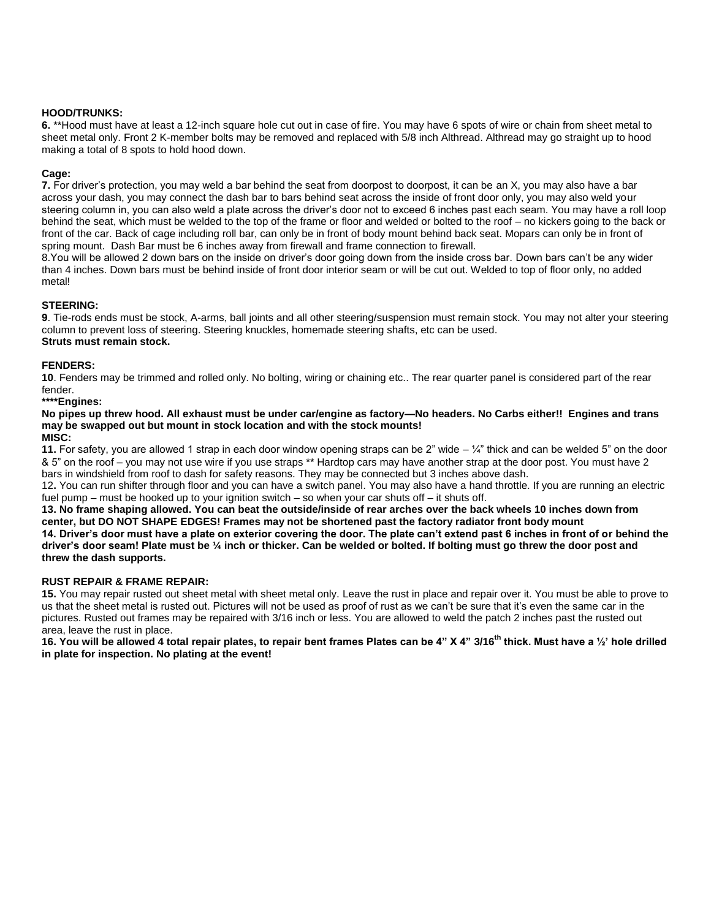**HOOD/TRUNKS:**

**6.** **Hood must have at least a 12-inch square hole cut out in case of fire. You may have 6 spots of wire or chain from sheet metal to sheet metal only. Front 2 K-member bolts may be removed and replaced with 5/8 inch Althread. Althread may go straight up to hood making a total of 8 spots to hold hood down.

**Cage:**

**7.** For driver's protection, you may weld a bar behind the seat from doorpost to doorpost, it can be an X, you may also have a bar across your dash, you may connect the dash bar to bars behind seat across the inside of front door only, you may also weld your steering column in, you can also weld a plate across the driver's door not to exceed 6 inches past each seam. You may have a roll loop behind the seat, which must be welded to the top of the frame or floor and welded or bolted to the roof – no kickers going to the back or front of the car. Back of cage including roll bar, can only be in front of body mount behind back seat. Mopars can only be in front of spring mount. Dash Bar must be 6 inches away from firewall and frame connection to firewall.

8.You will be allowed 2 down bars on the inside on driver's door going down from the inside cross bar. Down bars can't be any wider than 4 inches. Down bars must be behind inside of front door interior seam or will be cut out. Welded to top of floor only, no added metal!

**STEERING:**

**9**. Tie-rods ends must be stock, A-arms, ball joints and all other steering/suspension must remain stock. You may not alter your steering column to prevent loss of steering. Steering knuckles, homemade steering shafts, etc can be used.
**Struts must remain stock.**

**FENDERS:**

**10**. Fenders may be trimmed and rolled only. No bolting, wiring or chaining etc.. The rear quarter panel is considered part of the rear fender.

**\*\*\*\*Engines:**

**No pipes up threw hood. All exhaust must be under car/engine as factory—No headers. No Carbs either!! Engines and trans may be swapped out but mount in stock location and with the stock mounts!**

**MISC:**

**11.** For safety, you are allowed 1 strap in each door window opening straps can be 2" wide – ¼" thick and can be welded 5" on the door & 5" on the roof – you may not use wire if you use straps ** Hardtop cars may have another strap at the door post. You must have 2 bars in windshield from roof to dash for safety reasons. They may be connected but 3 inches above dash.

12**.** You can run shifter through floor and you can have a switch panel. You may also have a hand throttle. If you are running an electric fuel pump – must be hooked up to your ignition switch – so when your car shuts off – it shuts off.

**13. No frame shaping allowed. You can beat the outside/inside of rear arches over the back wheels 10 inches down from center, but DO NOT SHAPE EDGES! Frames may not be shortened past the factory radiator front body mount**

**14. Driver's door must have a plate on exterior covering the door. The plate can't extend past 6 inches in front of or behind the driver's door seam! Plate must be ¼ inch or thicker. Can be welded or bolted. If bolting must go threw the door post and threw the dash supports.**

**RUST REPAIR & FRAME REPAIR:**

**15.** You may repair rusted out sheet metal with sheet metal only. Leave the rust in place and repair over it. You must be able to prove to us that the sheet metal is rusted out. Pictures will not be used as proof of rust as we can't be sure that it's even the same car in the pictures. Rusted out frames may be repaired with 3/16 inch or less. You are allowed to weld the patch 2 inches past the rusted out area, leave the rust in place.

**16. You will be allowed 4 total repair plates, to repair bent frames Plates can be 4" X 4" 3/16th thick. Must have a ½' hole drilled in plate for inspection. No plating at the event!**